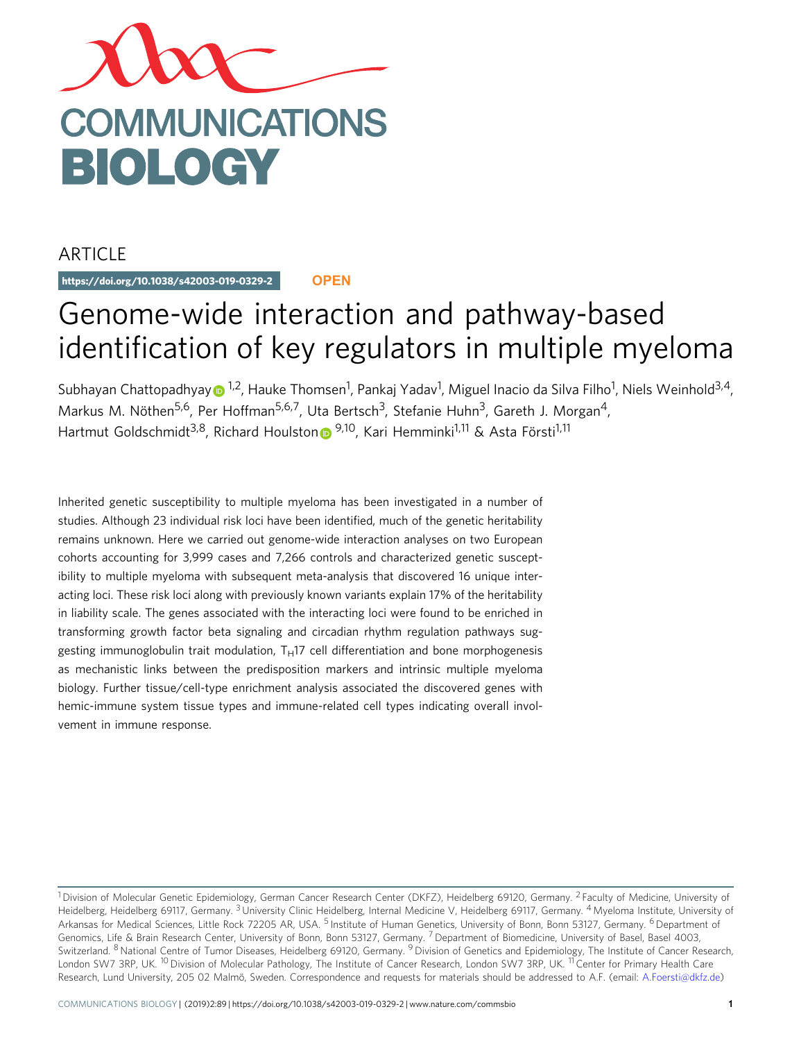ARTICLE

https://doi.org/10.1038/s42003-019-0329-2 **OPEN**

# Genome-wide interaction and pathway-based identification of key regulators in multiple myeloma

Subhayan Chattopadhyay[1,2], Hauke Thomsen[1], Pankaj Yadav[1], Miguel Inacio da Silva Filho[1], Niels Weinhold[3,4], Markus M. Nöthen[5,6], Per Hoffman[5,6,7], Uta Bertsch[3], Stefanie Huhn[3], Gareth J. Morgan[4], Hartmut Goldschmidt[3,8], Richard Houlston[9,10], Kari Hemminki[1,11] & Asta Försti[1,11]

Inherited genetic susceptibility to multiple myeloma has been investigated in a number of studies. Although 23 individual risk loci have been identified, much of the genetic heritability remains unknown. Here we carried out genome-wide interaction analyses on two European cohorts accounting for 3,999 cases and 7,266 controls and characterized genetic susceptibility to multiple myeloma with subsequent meta-analysis that discovered 16 unique interacting loci. These risk loci along with previously known variants explain 17% of the heritability in liability scale. The genes associated with the interacting loci were found to be enriched in transforming growth factor beta signaling and circadian rhythm regulation pathways suggesting immunoglobulin trait modulation, $T_H17$ cell differentiation and bone morphogenesis as mechanistic links between the predisposition markers and intrinsic multiple myeloma biology. Further tissue/cell-type enrichment analysis associated the discovered genes with hemic-immune system tissue types and immune-related cell types indicating overall involvement in immune response.

[1] Division of Molecular Genetic Epidemiology, German Cancer Research Center (DKFZ), Heidelberg 69120, Germany. [2] Faculty of Medicine, University of Heidelberg, Heidelberg 69117, Germany. [3] University Clinic Heidelberg, Internal Medicine V, Heidelberg 69117, Germany. [4] Myeloma Institute, University of Arkansas for Medical Sciences, Little Rock 72205 AR, USA. [5] Institute of Human Genetics, University of Bonn, Bonn 53127, Germany. [6] Department of Genomics, Life & Brain Research Center, University of Bonn, Bonn 53127, Germany. [7] Department of Biomedicine, University of Basel, Basel 4003, Switzerland. [8] National Centre of Tumor Diseases, Heidelberg 69120, Germany. [9] Division of Genetics and Epidemiology, The Institute of Cancer Research, London SW7 3RP, UK. [10] Division of Molecular Pathology, The Institute of Cancer Research, London SW7 3RP, UK. [11] Center for Primary Health Care Research, Lund University, 205 02 Malmö, Sweden. Correspondence and requests for materials should be addressed to A.F. (email: A.Foersti@dkfz.de)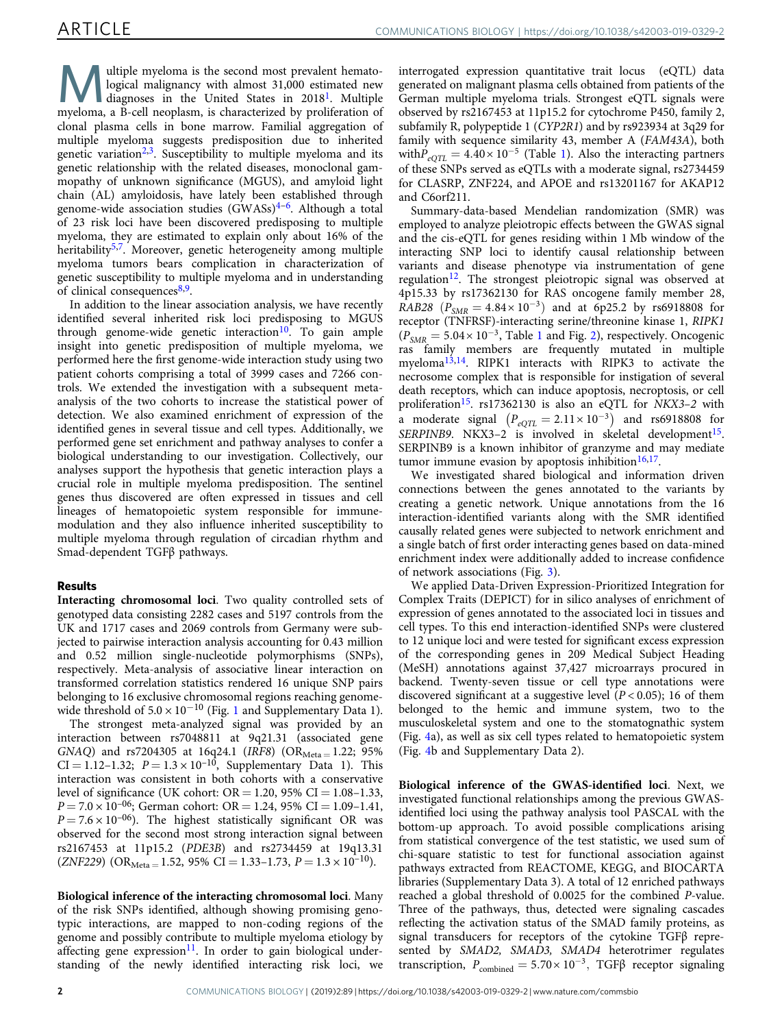Multiple myeloma is the second most prevalent hematological malignancy with almost 31,000 estimated new diagnoses in the United States in 2018[1]. Multiple myeloma, a B-cell neoplasm, is characterized by proliferation of clonal plasma cells in bone marrow. Familial aggregation of multiple myeloma suggests predisposition due to inherited genetic variation[2,3]. Susceptibility to multiple myeloma and its genetic relationship with the related diseases, monoclonal gammopathy of unknown significance (MGUS), and amyloid light chain (AL) amyloidosis, have lately been established through genome-wide association studies (GWASs)[4–6]. Although a total of 23 risk loci have been discovered predisposing to multiple myeloma, they are estimated to explain only about 16% of the heritability[5,7]. Moreover, genetic heterogeneity among multiple myeloma tumors bears complication in characterization of genetic susceptibility to multiple myeloma and in understanding of clinical consequences[8,9].

In addition to the linear association analysis, we have recently identified several inherited risk loci predisposing to MGUS through genome-wide genetic interaction[10]. To gain ample insight into genetic predisposition of multiple myeloma, we performed here the first genome-wide interaction study using two patient cohorts comprising a total of 3999 cases and 7266 controls. We extended the investigation with a subsequent meta-analysis of the two cohorts to increase the statistical power of detection. We also examined enrichment of expression of the identified genes in several tissue and cell types. Additionally, we performed gene set enrichment and pathway analyses to confer a biological understanding to our investigation. Collectively, our analyses support the hypothesis that genetic interaction plays a crucial role in multiple myeloma predisposition. The sentinel genes thus discovered are often expressed in tissues and cell lineages of hematopoietic system responsible for immune-modulation and they also influence inherited susceptibility to multiple myeloma through regulation of circadian rhythm and Smad-dependent TGFβ pathways.

## Results

**Interacting chromosomal loci**. Two quality controlled sets of genotyped data consisting 2282 cases and 5197 controls from the UK and 1717 cases and 2069 controls from Germany were subjected to pairwise interaction analysis accounting for 0.43 million and 0.52 million single-nucleotide polymorphisms (SNPs), respectively. Meta-analysis of associative linear interaction on transformed correlation statistics rendered 16 unique SNP pairs belonging to 16 exclusive chromosomal regions reaching genome-wide threshold of $5.0 \times 10^{-10}$ (Fig. 1 and Supplementary Data 1).

The strongest meta-analyzed signal was provided by an interaction between rs7048811 at 9q21.31 (associated gene *GNAQ*) and rs7204305 at 16q24.1 (*IRF8*) ($OR_{Meta} = 1.22$; 95% CI = 1.12–1.32; $P = 1.3 \times 10^{-10}$, Supplementary Data 1). This interaction was consistent in both cohorts with a conservative level of significance (UK cohort: OR = 1.20, 95% CI = 1.08–1.33, $P = 7.0 \times 10^{-06}$; German cohort: OR = 1.24, 95% CI = 1.09–1.41, $P = 7.6 \times 10^{-06}$). The highest statistically significant OR was observed for the second most strong interaction signal between rs2167453 at 11p15.2 (*PDE3B*) and rs2734459 at 19q13.31 (*ZNF229*) ($OR_{Meta} = 1.52$, 95% CI = 1.33–1.73, $P = 1.3 \times 10^{-10}$).

**Biological inference of the interacting chromosomal loci**. Many of the risk SNPs identified, although showing promising genotypic interactions, are mapped to non-coding regions of the genome and possibly contribute to multiple myeloma etiology by affecting gene expression[11]. In order to gain biological understanding of the newly identified interacting risk loci, we interrogated expression quantitative trait locus (eQTL) data generated on malignant plasma cells obtained from patients of the German multiple myeloma trials. Strongest eQTL signals were observed by rs2167453 at 11p15.2 for cytochrome P450, family 2, subfamily R, polypeptide 1 (*CYP2R1*) and by rs923934 at 3q29 for family with sequence similarity 43, member A (*FAM43A*), both with $P_{eQTL} = 4.40 \times 10^{-5}$ (Table 1). Also the interacting partners of these SNPs served as eQTLs with a moderate signal, rs2734459 for CLASRP, ZNF224, and APOE and rs13201167 for AKAP12 and C6orf211.

Summary-data-based Mendelian randomization (SMR) was employed to analyze pleiotropic effects between the GWAS signal and the cis-eQTL for genes residing within 1 Mb window of the interacting SNP loci to identify causal relationship between variants and disease phenotype via instrumentation of gene regulation[12]. The strongest pleiotropic signal was observed at 4p15.33 by rs17362130 for RAS oncogene family member 28, *RAB28* ($P_{SMR} = 4.84 \times 10^{-3}$) and at 6p25.2 by rs6918808 for receptor (TNFRSF)-interacting serine/threonine kinase 1, *RIPK1* ($P_{SMR} = 5.04 \times 10^{-3}$, Table 1 and Fig. 2), respectively. Oncogenic ras family members are frequently mutated in multiple myeloma[13,14]. RIPK1 interacts with RIPK3 to activate the necrosome complex that is responsible for instigation of several death receptors, which can induce apoptosis, necroptosis, or cell proliferation[15]. rs17362130 is also an eQTL for *NKX3–2* with a moderate signal ($P_{eQTL} = 2.11 \times 10^{-3}$) and rs6918808 for *SERPINB9*. NKX3–2 is involved in skeletal development[15]. SERPINB9 is a known inhibitor of granzyme and may mediate tumor immune evasion by apoptosis inhibition[16,17].

We investigated shared biological and information driven connections between the genes annotated to the variants by creating a genetic network. Unique annotations from the 16 interaction-identified variants along with the SMR identified causally related genes were subjected to network enrichment and a single batch of first order interacting genes based on data-mined enrichment index were additionally added to increase confidence of network associations (Fig. 3).

We applied Data-Driven Expression-Prioritized Integration for Complex Traits (DEPICT) for in silico analyses of enrichment of expression of genes annotated to the associated loci in tissues and cell types. To this end interaction-identified SNPs were clustered to 12 unique loci and were tested for significant excess expression of the corresponding genes in 209 Medical Subject Heading (MeSH) annotations against 37,427 microarrays procured in backend. Twenty-seven tissue or cell type annotations were discovered significant at a suggestive level ($P < 0.05$); 16 of them belonged to the hemic and immune system, two to the musculoskeletal system and one to the stomatognathic system (Fig. 4a), as well as six cell types related to hematopoietic system (Fig. 4b and Supplementary Data 2).

**Biological inference of the GWAS-identified loci**. Next, we investigated functional relationships among the previous GWAS-identified loci using the pathway analysis tool PASCAL with the bottom-up approach. To avoid possible complications arising from statistical convergence of the test statistic, we used sum of chi-square statistic to test for functional association against pathways extracted from REACTOME, KEGG, and BIOCARTA libraries (Supplementary Data 3). A total of 12 enriched pathways reached a global threshold of 0.0025 for the combined *P*-value. Three of the pathways, thus, detected were signaling cascades reflecting the activation status of the SMAD family proteins, as signal transducers for receptors of the cytokine TGFβ represented by *SMAD2, SMAD3, SMAD4* heterotrimer regulates transcription, $P_{combined} = 5.70 \times 10^{-3}$, TGFβ receptor signaling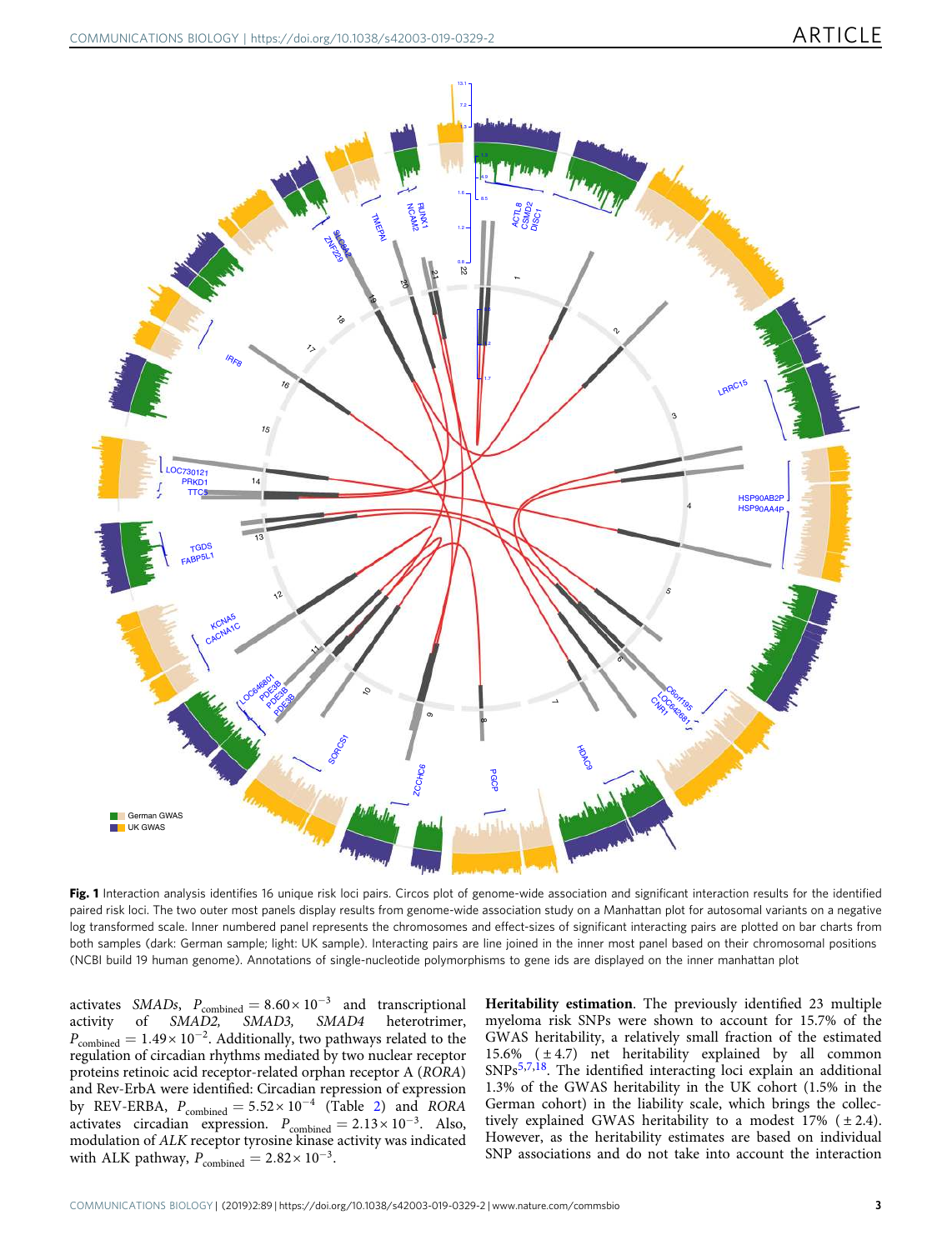**Fig. 1** Interaction analysis identifies 16 unique risk loci pairs. Circos plot of genome-wide association and significant interaction results for the identified paired risk loci. The two outer most panels display results from genome-wide association study on a Manhattan plot for autosomal variants on a negative log transformed scale. Inner numbered panel represents the chromosomes and effect-sizes of significant interacting pairs are plotted on bar charts from both samples (dark: German sample; light: UK sample). Interacting pairs are line joined in the inner most panel based on their chromosomal positions (NCBI build 19 human genome). Annotations of single-nucleotide polymorphisms to gene ids are displayed on the inner manhattan plot

activates *SMADs*, $P_{\text{combined}} = 8.60 \times 10^{-3}$ and transcriptional activity of *SMAD2, SMAD3, SMAD4* heterotrimer, $P_{\text{combined}} = 1.49 \times 10^{-2}$. Additionally, two pathways related to the regulation of circadian rhythms mediated by two nuclear receptor proteins retinoic acid receptor-related orphan receptor A (*RORA*) and Rev-ErbA were identified: Circadian repression of expression by REV-ERBA, $P_{\text{combined}} = 5.52 \times 10^{-4}$ (Table 2) and *RORA* activates circadian expression. $P_{\text{combined}} = 2.13 \times 10^{-3}$. Also, modulation of *ALK* receptor tyrosine kinase activity was indicated with ALK pathway, $P_{\text{combined}} = 2.82 \times 10^{-3}$.

**Heritability estimation**. The previously identified 23 multiple myeloma risk SNPs were shown to account for 15.7% of the GWAS heritability, a relatively small fraction of the estimated 15.6% (±4.7) net heritability explained by all common SNPs[5,7,18]. The identified interacting loci explain an additional 1.3% of the GWAS heritability in the UK cohort (1.5% in the German cohort) in the liability scale, which brings the collectively explained GWAS heritability to a modest 17% (±2.4). However, as the heritability estimates are based on individual SNP associations and do not take into account the interaction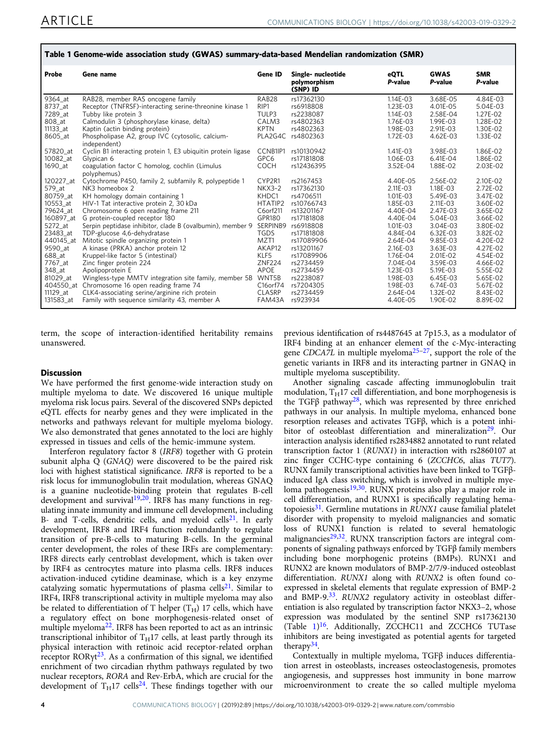**Table 1 Genome-wide association study (GWAS) summary-data-based Mendelian randomization (SMR)**

| Probe | Gene name | Gene ID | Single- nucleotide polymorphism (SNP) ID | eQTL P-value | GWAS P-value | SMR P-value |
|---|---|---|---|---|---|---|
| 9364_at | RAB28, member RAS oncogene family | RAB28 | rs17362130 | 1.14E-03 | 3.68E-05 | 4.84E-03 |
| 8737_at | Receptor (TNFRSF)-interacting serine-threonine kinase 1 | RIP1 | rs6918808 | 1.23E-03 | 4.01E-05 | 5.04E-03 |
| 7289_at | Tubby like protein 3 | TULP3 | rs2238087 | 1.14E-03 | 2.58E-04 | 1.27E-02 |
| 808_at | Calmodulin 3 (phosphorylase kinase, delta) | CALM3 | rs4802363 | 1.76E-03 | 1.99E-03 | 1.28E-02 |
| 11133_at | Kaptin (actin binding protein) | KPTN | rs4802363 | 1.98E-03 | 2.91E-03 | 1.30E-02 |
| 8605_at | Phospholipase A2, group IVC (cytosolic, calcium-independent) | PLA2G4C | rs4802363 | 1.72E-03 | 4.62E-03 | 1.33E-02 |
| 57820_at | Cyclin B1 interacting protein 1, E3 ubiquitin protein ligase | CCNB1IP1 | rs10130942 | 1.41E-03 | 3.98E-03 | 1.86E-02 |
| 10082_at | Glypican 6 | GPC6 | rs17181808 | 1.06E-03 | 6.41E-04 | 1.86E-02 |
| 1690_at | coagulation factor C homolog, cochlin (Limulus polyphemus) | COCH | rs12436395 | 3.52E-04 | 1.88E-02 | 2.03E-02 |
| 120227_at | Cytochrome P450, family 2, subfamily R, polypeptide 1 | CYP2R1 | rs2167453 | 4.40E-05 | 2.56E-02 | 2.10E-02 |
| 579_at | NK3 homeobox 2 | NKX3-2 | rs17362130 | 2.11E-03 | 1.18E-03 | 2.72E-02 |
| 80759_at | KH homology domain containing 1 | KHDC1 | rs4706511 | 1.01E-03 | 5.49E-03 | 3.47E-02 |
| 10553_at | HIV-1 Tat interactive protein 2, 30 kDa | HTATIP2 | rs10766743 | 1.85E-03 | 2.11E-03 | 3.60E-02 |
| 79624_at | Chromosome 6 open reading frame 211 | C6orf211 | rs13201167 | 4.40E-04 | 2.47E-03 | 3.65E-02 |
| 160897_at | G protein-coupled receptor 180 | GPR180 | rs17181808 | 4.40E-04 | 5.04E-03 | 3.66E-02 |
| 5272_at | Serpin peptidase inhibitor, clade B (ovalbumin), member 9 | SERPINB9 | rs6918808 | 1.01E-03 | 3.04E-03 | 3.80E-02 |
| 23483_at | TDP-glucose 4,6-dehydratase | TGDS | rs17181808 | 4.84E-04 | 6.32E-03 | 3.82E-02 |
| 440145_at | Mitotic spindle organizing protein 1 | MZT1 | rs17089906 | 2.64E-04 | 9.85E-03 | 4.20E-02 |
| 9590_at | A kinase (PRKA) anchor protein 12 | AKAP12 | rs13201167 | 2.16E-03 | 3.63E-03 | 4.27E-02 |
| 688_at | Kruppel-like factor 5 (intestinal) | KLF5 | rs17089906 | 1.76E-04 | 2.01E-02 | 4.54E-02 |
| 7767_at | Zinc finger protein 224 | ZNF224 | rs2734459 | 7.04E-04 | 3.59E-03 | 4.66E-02 |
| 348_at | Apolipoprotein E | APOE | rs2734459 | 1.23E-03 | 5.19E-03 | 5.55E-02 |
| 81029_at | Wingless-type MMTV integration site family, member 5B | WNT5B | rs2238087 | 1.98E-03 | 6.45E-03 | 5.65E-02 |
| 404550_at | Chromosome 16 open reading frame 74 | C16orf74 | rs7204305 | 1.98E-03 | 6.74E-03 | 5.67E-02 |
| 11129_at | CLK4-associating serine/arginine rich protein | CLASRP | rs2734459 | 2.64E-04 | 1.32E-02 | 8.43E-02 |
| 131583_at | Family with sequence similarity 43, member A | FAM43A | rs923934 | 4.40E-05 | 1.90E-02 | 8.89E-02 |

term, the scope of interaction-identified heritability remains unanswered.

## Discussion

We have performed the first genome-wide interaction study on multiple myeloma to date. We discovered 16 unique multiple myeloma risk locus pairs. Several of the discovered SNPs depicted eQTL effects for nearby genes and they were implicated in the networks and pathways relevant for multiple myeloma biology. We also demonstrated that genes annotated to the loci are highly expressed in tissues and cells of the hemic-immune system.

Interferon regulatory factor 8 (*IRF8*) together with G protein subunit alpha Q (*GNAQ*) were discovered to be the paired risk loci with highest statistical significance. *IRF8* is reported to be a risk locus for immunoglobulin trait modulation, whereas GNAQ is a guanine nucleotide-binding protein that regulates B-cell development and survival[19,20]. IRF8 has many functions in regulating innate immunity and immune cell development, including B- and T-cells, dendritic cells, and myeloid cells[21]. In early development, IRF8 and IRF4 function redundantly to regulate transition of pre-B-cells to maturing B-cells. In the germinal center development, the roles of these IRFs are complementary: IRF8 directs early centroblast development, which is taken over by IRF4 as centrocytes mature into plasma cells. IRF8 induces activation-induced cytidine deaminase, which is a key enzyme catalyzing somatic hypermutations of plasma cells[21]. Similar to IRF4, IRF8 transcriptional activity in multiple myeloma may also be related to differentiation of T helper ($T_H$) 17 cells, which have a regulatory effect on bone morphogenesis-related onset of multiple myeloma[22]. IRF8 has been reported to act as an intrinsic transcriptional inhibitor of $T_H$17 cells, at least partly through its physical interaction with retinoic acid receptor-related orphan receptor RORγt[23]. As a confirmation of this signal, we identified enrichment of two circadian rhythm pathways regulated by two nuclear receptors, *RORA* and Rev-ErbA, which are crucial for the development of $T_H$17 cells[24]. These findings together with our previous identification of rs4487645 at 7p15.3, as a modulator of IRF4 binding at an enhancer element of the c-Myc-interacting gene *CDCA7L* in multiple myeloma[25–27], support the role of the genetic variants in IRF8 and its interacting partner in GNAQ in multiple myeloma susceptibility.

Another signaling cascade affecting immunoglobulin trait modulation, $T_H$17 cell differentiation, and bone morphogenesis is the TGFβ pathway[28], which was represented by three enriched pathways in our analysis. In multiple myeloma, enhanced bone resorption releases and activates TGFβ, which is a potent inhibitor of osteoblast differentiation and mineralization[29]. Our interaction analysis identified rs2834882 annotated to runt related transcription factor 1 (*RUNX1*) in interaction with rs2860107 at zinc finger CCHC-type containing 6 (*ZCCHC6*, alias *TUT7*). RUNX family transcriptional activities have been linked to TGFβ-induced IgA class switching, which is involved in multiple myeloma pathogenesis[19,30]. RUNX proteins also play a major role in cell differentiation, and RUNX1 is specifically regulating hematopoiesis[31]. Germline mutations in *RUNX1* cause familial platelet disorder with propensity to myeloid malignancies and somatic loss of RUNX1 function is related to several hematologic malignancies[29,32]. RUNX transcription factors are integral components of signaling pathways enforced by TGFβ family members including bone morphogenic proteins (BMPs). RUNX1 and RUNX2 are known modulators of BMP-2/7/9-induced osteoblast differentiation. *RUNX1* along with *RUNX2* is often found co-expressed in skeletal elements that regulate expression of BMP-2 and BMP-9[33]. *RUNX2* regulatory activity in osteoblast differentiation is also regulated by transcription factor NKX3–2, whose expression was modulated by the sentinel SNP rs17362130 (Table 1)[16]. Additionally, ZCCHC11 and ZCCHC6 TUTase inhibitors are being investigated as potential agents for targeted therapy[34].

Contextually in multiple myeloma, TGFβ induces differentiation arrest in osteoblasts, increases osteoclastogenesis, promotes angiogenesis, and suppresses host immunity in bone marrow microenvironment to create the so called multiple myeloma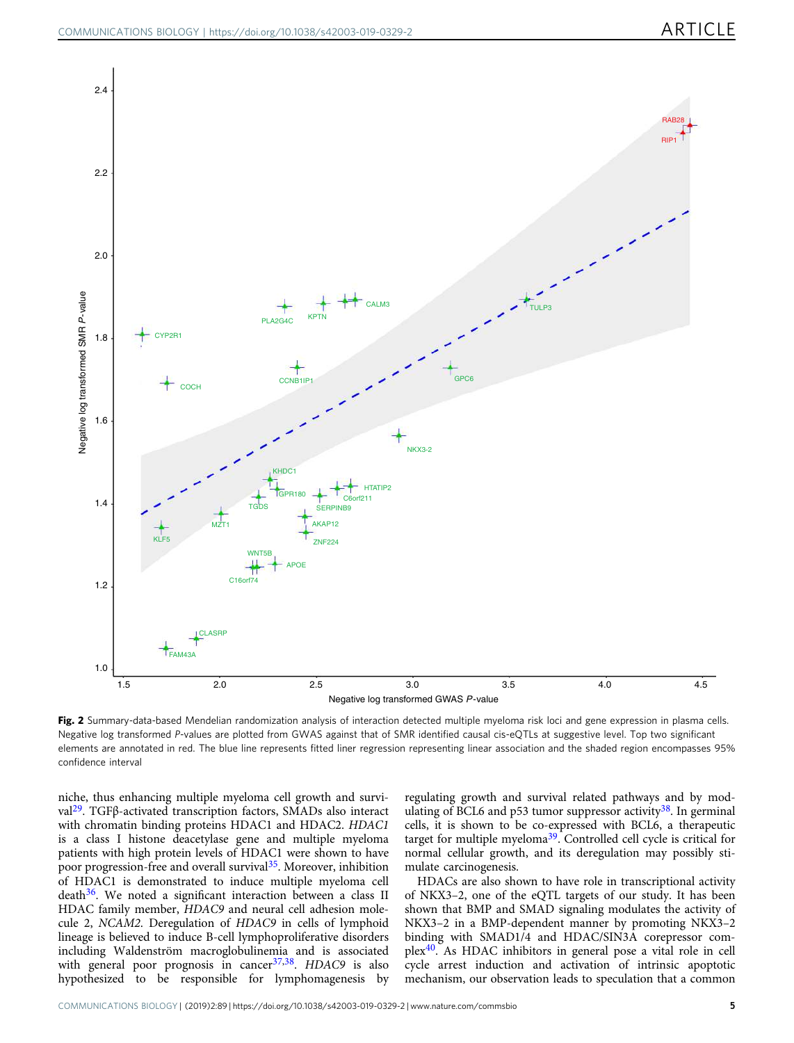**Fig. 2** Summary-data-based Mendelian randomization analysis of interaction detected multiple myeloma risk loci and gene expression in plasma cells. Negative log transformed *P*-values are plotted from GWAS against that of SMR identified causal cis-eQTLs at suggestive level. Top two significant elements are annotated in red. The blue line represents fitted liner regression representing linear association and the shaded region encompasses 95% confidence interval

niche, thus enhancing multiple myeloma cell growth and survival[29]. TGFβ-activated transcription factors, SMADs also interact with chromatin binding proteins HDAC1 and HDAC2. *HDAC1* is a class I histone deacetylase gene and multiple myeloma patients with high protein levels of HDAC1 were shown to have poor progression-free and overall survival[35]. Moreover, inhibition of HDAC1 is demonstrated to induce multiple myeloma cell death[36]. We noted a significant interaction between a class II HDAC family member, *HDAC9* and neural cell adhesion molecule 2, *NCAM2*. Deregulation of *HDAC9* in cells of lymphoid lineage is believed to induce B-cell lymphoproliferative disorders including Waldenström macroglobulinemia and is associated with general poor prognosis in cancer[37,38]. *HDAC9* is also hypothesized to be responsible for lymphomagenesis by regulating growth and survival related pathways and by modulating of BCL6 and p53 tumor suppressor activity[38]. In germinal cells, it is shown to be co-expressed with BCL6, a therapeutic target for multiple myeloma[39]. Controlled cell cycle is critical for normal cellular growth, and its deregulation may possibly stimulate carcinogenesis.

HDACs are also shown to have role in transcriptional activity of NKX3–2, one of the eQTL targets of our study. It has been shown that BMP and SMAD signaling modulates the activity of NKX3–2 in a BMP-dependent manner by promoting NKX3–2 binding with SMAD1/4 and HDAC/SIN3A corepressor complex[40]. As HDAC inhibitors in general pose a vital role in cell cycle arrest induction and activation of intrinsic apoptotic mechanism, our observation leads to speculation that a common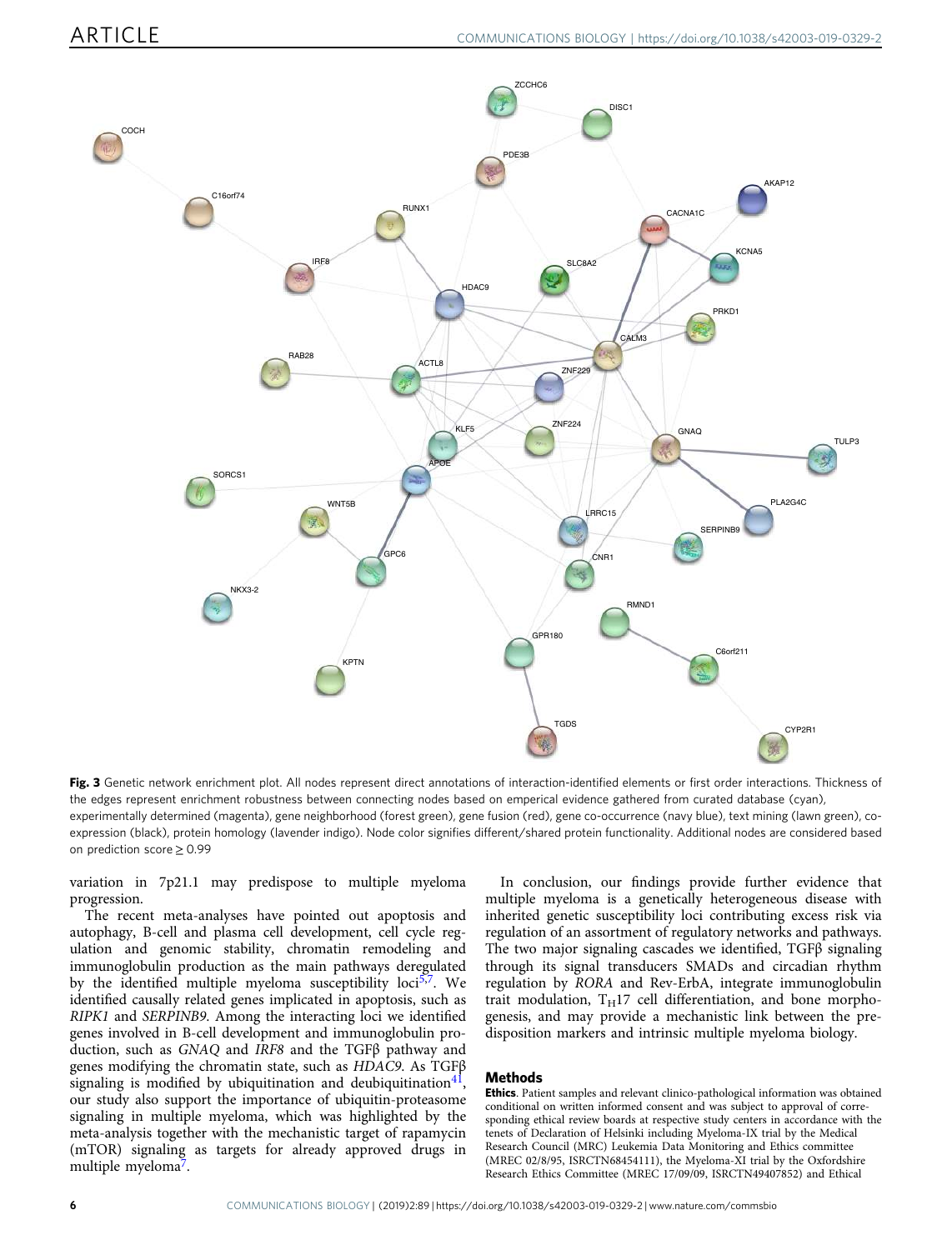Fig. 3 Genetic network enrichment plot. All nodes represent direct annotations of interaction-identified elements or first order interactions. Thickness of the edges represent enrichment robustness between connecting nodes based on emperical evidence gathered from curated database (cyan), experimentally determined (magenta), gene neighborhood (forest green), gene fusion (red), gene co-occurrence (navy blue), text mining (lawn green), co-expression (black), protein homology (lavender indigo). Node color signifies different/shared protein functionality. Additional nodes are considered based on prediction score ≥ 0.99

variation in 7p21.1 may predispose to multiple myeloma progression.

The recent meta-analyses have pointed out apoptosis and autophagy, B-cell and plasma cell development, cell cycle regulation and genomic stability, chromatin remodeling and immunoglobulin production as the main pathways deregulated by the identified multiple myeloma susceptibility loci[5,7]. We identified causally related genes implicated in apoptosis, such as *RIPK1* and *SERPINB9*. Among the interacting loci we identified genes involved in B-cell development and immunoglobulin production, such as *GNAQ* and *IRF8* and the TGFβ pathway and genes modifying the chromatin state, such as *HDAC9*. As TGFβ signaling is modified by ubiquitination and deubiquitination[41], our study also support the importance of ubiquitin-proteasome signaling in multiple myeloma, which was highlighted by the meta-analysis together with the mechanistic target of rapamycin (mTOR) signaling as targets for already approved drugs in multiple myeloma[7].

In conclusion, our findings provide further evidence that multiple myeloma is a genetically heterogeneous disease with inherited genetic susceptibility loci contributing excess risk via regulation of an assortment of regulatory networks and pathways. The two major signaling cascades we identified, TGFβ signaling through its signal transducers SMADs and circadian rhythm regulation by *RORA* and Rev-ErbA, integrate immunoglobulin trait modulation, $T_H17$ cell differentiation, and bone morphogenesis, and may provide a mechanistic link between the predisposition markers and intrinsic multiple myeloma biology.

## Methods

**Ethics**. Patient samples and relevant clinico-pathological information was obtained conditional on written informed consent and was subject to approval of corresponding ethical review boards at respective study centers in accordance with the tenets of Declaration of Helsinki including Myeloma-IX trial by the Medical Research Council (MRC) Leukemia Data Monitoring and Ethics committee (MREC 02/8/95, ISRCTN68454111), the Myeloma-XI trial by the Oxfordshire Research Ethics Committee (MREC 17/09/09, ISRCTN49407852) and Ethical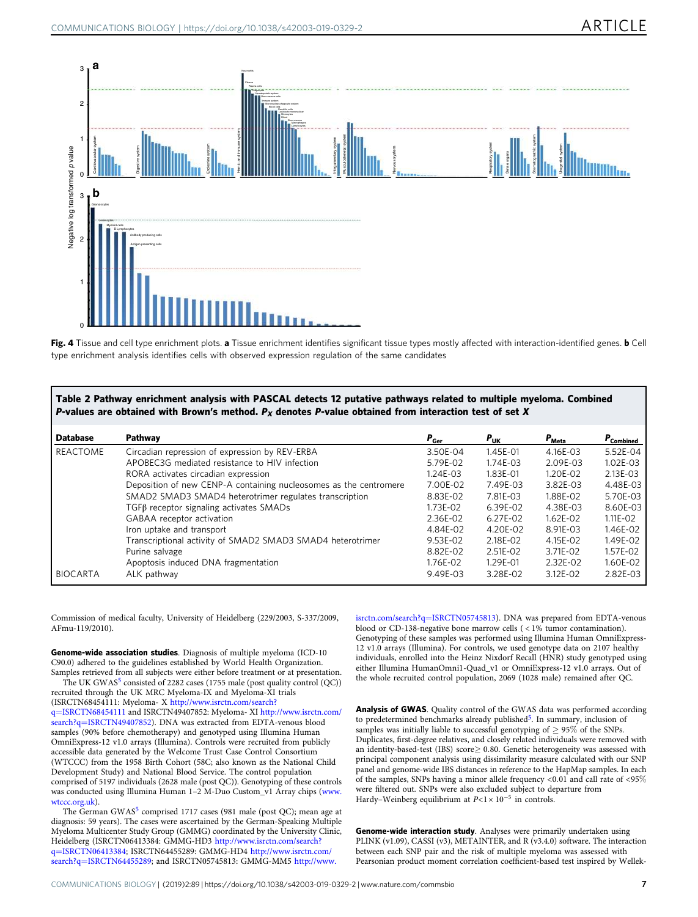**Fig. 4** Tissue and cell type enrichment plots. **a** Tissue enrichment identifies significant tissue types mostly affected with interaction-identified genes. **b** Cell type enrichment analysis identifies cells with observed expression regulation of the same candidates

**Table 2 Pathway enrichment analysis with PASCAL detects 12 putative pathways related to multiple myeloma. Combined *P*-values are obtained with Brown's method. $P_X$ denotes *P*-value obtained from interaction test of set *X***

| Database | Pathway | $P_{Ger}$ | $P_{UK}$ | $P_{Meta}$ | $P_{Combined}$ |
|---|---|---|---|---|---|
| REACTOME | Circadian repression of expression by REV-ERBA | 3.50E-04 | 1.45E-01 | 4.16E-03 | 5.52E-04 |
| | APOBEC3G mediated resistance to HIV infection | 5.79E-02 | 1.74E-03 | 2.09E-03 | 1.02E-03 |
| | RORA activates circadian expression | 1.24E-03 | 1.83E-01 | 1.20E-02 | 2.13E-03 |
| | Deposition of new CENP-A containing nucleosomes as the centromere | 7.00E-02 | 7.49E-03 | 3.82E-03 | 4.48E-03 |
| | SMAD2 SMAD3 SMAD4 heterotrimer regulates transcription | 8.83E-02 | 7.81E-03 | 1.88E-02 | 5.70E-03 |
| | TGFβ receptor signaling activates SMADs | 1.73E-02 | 6.39E-02 | 4.38E-03 | 8.60E-03 |
| | GABAA receptor activation | 2.36E-02 | 6.27E-02 | 1.62E-02 | 1.11E-02 |
| | Iron uptake and transport | 4.84E-02 | 4.20E-02 | 8.91E-03 | 1.46E-02 |
| | Transcriptional activity of SMAD2 SMAD3 SMAD4 heterotrimer | 9.53E-02 | 2.18E-02 | 4.15E-02 | 1.49E-02 |
| | Purine salvage | 8.82E-02 | 2.51E-02 | 3.71E-02 | 1.57E-02 |
| | Apoptosis induced DNA fragmentation | 1.76E-02 | 1.29E-01 | 2.32E-02 | 1.60E-02 |
| BIOCARTA | ALK pathway | 9.49E-03 | 3.28E-02 | 3.12E-02 | 2.82E-03 |

Commission of medical faculty, University of Heidelberg (229/2003, S-337/2009, AFmu-119/2010).

**Genome-wide association studies**. Diagnosis of multiple myeloma (ICD-10 C90.0) adhered to the guidelines established by World Health Organization. Samples retrieved from all subjects were either before treatment or at presentation.

The UK GWAS[5] consisted of 2282 cases (1755 male (post quality control (QC)) recruited through the UK MRC Myeloma-IX and Myeloma-XI trials (ISRCTN68454111: Myeloma- X http://www.isrctn.com/search?q=ISRCTN68454111 and ISRCTN49407852: Myeloma- XI http://www.isrctn.com/search?q=ISRCTN49407852). DNA was extracted from EDTA-venous blood samples (90% before chemotherapy) and genotyped using Illumina Human OmniExpress-12 v1.0 arrays (Illumina). Controls were recruited from publicly accessible data generated by the Welcome Trust Case Control Consortium (WTCCC) from the 1958 Birth Cohort (58C; also known as the National Child Development Study) and National Blood Service. The control population comprised of 5197 individuals (2628 male (post QC)). Genotyping of these controls was conducted using Illumina Human 1–2 M-Duo Custom_v1 Array chips (www.wtccc.org.uk).

The German GWAS[5] comprised 1717 cases (981 male (post QC); mean age at diagnosis: 59 years). The cases were ascertained by the German-Speaking Multiple Myeloma Multicenter Study Group (GMMG) coordinated by the University Clinic, Heidelberg (ISRCTN06413384: GMMG-HD3 http://www.isrctn.com/search?q=ISRCTN06413384; ISRCTN64455289: GMMG-HD4 http://www.isrctn.com/search?q=ISRCTN64455289; and ISRCTN05745813: GMMG-MM5 http://www.isrctn.com/search?q=ISRCTN05745813). DNA was prepared from EDTA-venous blood or CD-138-negative bone marrow cells (< 1% tumor contamination). Genotyping of these samples was performed using Illumina Human OmniExpress-12 v1.0 arrays (Illumina). For controls, we used genotype data on 2107 healthy individuals, enrolled into the Heinz Nixdorf Recall (HNR) study genotyped using either Illumina HumanOmni1-Quad_v1 or OmniExpress-12 v1.0 arrays. Out of the whole recruited control population, 2069 (1028 male) remained after QC.

**Analysis of GWAS**. Quality control of the GWAS data was performed according to predetermined benchmarks already published[5]. In summary, inclusion of samples was initially liable to successful genotyping of ≥ 95% of the SNPs. Duplicates, first-degree relatives, and closely related individuals were removed with an identity-based-test (IBS) score≥ 0.80. Genetic heterogeneity was assessed with principal component analysis using dissimilarity measure calculated with our SNP panel and genome-wide IBS distances in reference to the HapMap samples. In each of the samples, SNPs having a minor allele frequency <0.01 and call rate of <95% were filtered out. SNPs were also excluded subject to departure from Hardy–Weinberg equilibrium at $P<1\times 10^{-5}$ in controls.

**Genome-wide interaction study**. Analyses were primarily undertaken using PLINK (v1.09), CASSI (v3), METAINTER, and R (v3.4.0) software. The interaction between each SNP pair and the risk of multiple myeloma was assessed with Pearsonian product moment correlation coefficient-based test inspired by Wellek-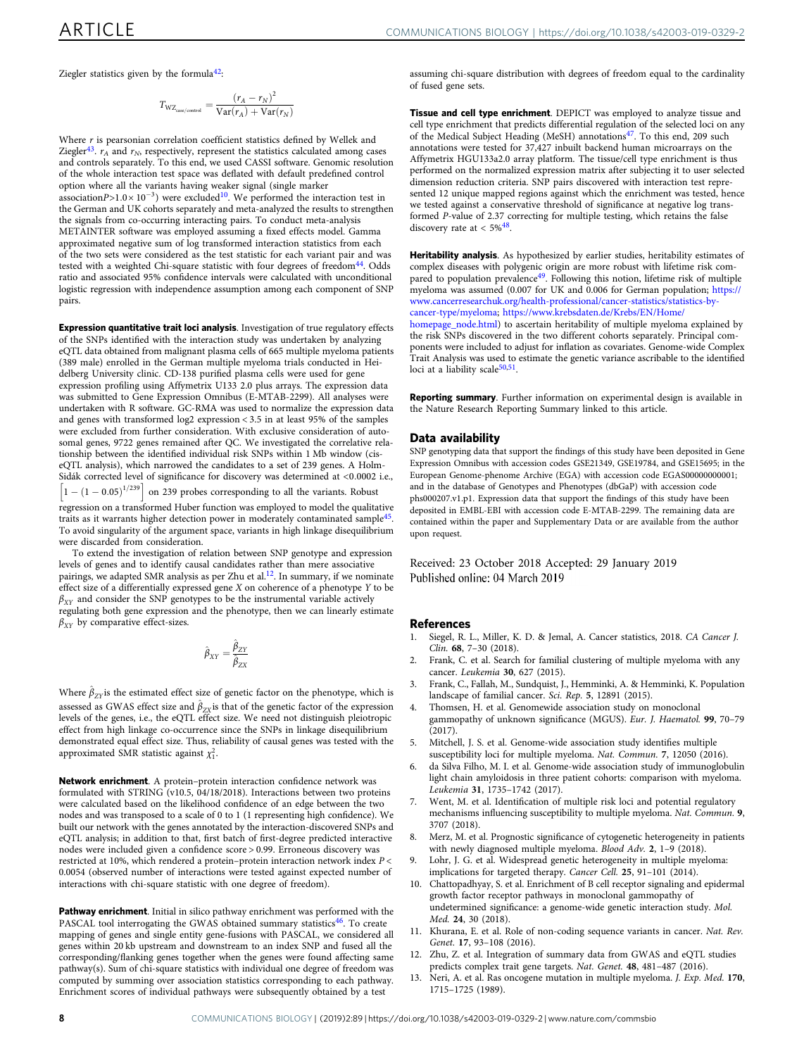Ziegler statistics given by the formula[42]:

$$T_{\mathrm{WZ}_{\mathrm{case/control}}} = \frac{(r_A - r_N)^2}{\mathrm{Var}(r_A) + \mathrm{Var}(r_N)}$$

Where $r$ is pearsonian correlation coefficient statistics defined by Wellek and Ziegler[43]. $r_A$ and $r_N$, respectively, represent the statistics calculated among cases and controls separately. To this end, we used CASSI software. Genomic resolution of the whole interaction test space was deflated with default predefined control option where all the variants having weaker signal (single marker association $P > 1.0 \times 10^{-3}$) were excluded[10]. We performed the interaction test in the German and UK cohorts separately and meta-analyzed the results to strengthen the signals from co-occurring interacting pairs. To conduct meta-analysis METAINTER software was employed assuming a fixed effects model. Gamma approximated negative sum of log transformed interaction statistics from each of the two sets were considered as the test statistic for each variant pair and was tested with a weighted Chi-square statistic with four degrees of freedom[44]. Odds ratio and associated 95% confidence intervals were calculated with unconditional logistic regression with independence assumption among each component of SNP pairs.

**Expression quantitative trait loci analysis**. Investigation of true regulatory effects of the SNPs identified with the interaction study was undertaken by analyzing eQTL data obtained from malignant plasma cells of 665 multiple myeloma patients (389 male) enrolled in the German multiple myeloma trials conducted in Heidelberg University clinic. CD-138 purified plasma cells were used for gene expression profiling using Affymetrix U133 2.0 plus arrays. The expression data was submitted to Gene Expression Omnibus (E-MTAB-2299). All analyses were undertaken with R software. GC-RMA was used to normalize the expression data and genes with transformed log2 expression < 3.5 in at least 95% of the samples were excluded from further consideration. With exclusive consideration of autosomal genes, 9722 genes remained after QC. We investigated the correlative relationship between the identified individual risk SNPs within 1 Mb window (cis-eQTL analysis), which narrowed the candidates to a set of 239 genes. A Holm-Sidák corrected level of significance for discovery was determined at <0.0002 i.e., $\left[1 - (1 - 0.05)^{1/239}\right]$ on 239 probes corresponding to all the variants. Robust regression on a transformed Huber function was employed to model the qualitative traits as it warrants higher detection power in moderately contaminated sample[45]. To avoid singularity of the argument space, variants in high linkage disequilibrium were discarded from consideration.

To extend the investigation of relation between SNP genotype and expression levels of genes and to identify causal candidates rather than mere associative pairings, we adapted SMR analysis as per Zhu et al.[12]. In summary, if we nominate effect size of a differentially expressed gene $X$ on coherence of a phenotype $Y$ to be $\beta_{XY}$ and consider the SNP genotypes to be the instrumental variable actively regulating both gene expression and the phenotype, then we can linearly estimate $\beta_{XY}$ by comparative effect-sizes.

$$\hat{\beta}_{XY} = \frac{\hat{\beta}_{ZY}}{\hat{\beta}_{ZX}}$$

Where $\hat{\beta}_{ZY}$ is the estimated effect size of genetic factor on the phenotype, which is assessed as GWAS effect size and $\hat{\beta}_{ZX}$ is that of the genetic factor of the expression levels of the genes, i.e., the eQTL effect size. We need not distinguish pleiotropic effect from high linkage co-occurrence since the SNPs in linkage disequilibrium demonstrated equal effect size. Thus, reliability of causal genes was tested with the approximated SMR statistic against $\chi_1^2$.

**Network enrichment**. A protein–protein interaction confidence network was formulated with STRING (v10.5, 04/18/2018). Interactions between two proteins were calculated based on the likelihood confidence of an edge between the two nodes and was transposed to a scale of 0 to 1 (1 representing high confidence). We built our network with the genes annotated by the interaction-discovered SNPs and eQTL analysis; in addition to that, first batch of first-degree predicted interactive nodes were included given a confidence score > 0.99. Erroneous discovery was restricted at 10%, which rendered a protein–protein interaction network index $P <$ 0.0054 (observed number of interactions were tested against expected number of interactions with chi-square statistic with one degree of freedom).

**Pathway enrichment**. Initial in silico pathway enrichment was performed with the PASCAL tool interrogating the GWAS obtained summary statistics[46]. To create mapping of genes and single entity gene-fusions with PASCAL, we considered all genes within 20 kb upstream and downstream to an index SNP and fused all the corresponding/flanking genes together when the genes were found affecting same pathway(s). Sum of chi-square statistics with individual one degree of freedom was computed by summing over association statistics corresponding to each pathway. Enrichment scores of individual pathways were subsequently obtained by a test assuming chi-square distribution with degrees of freedom equal to the cardinality of fused gene sets.

**Tissue and cell type enrichment**. DEPICT was employed to analyze tissue and cell type enrichment that predicts differential regulation of the selected loci on any of the Medical Subject Heading (MeSH) annotations[47]. To this end, 209 such annotations were tested for 37,427 inbuilt backend human microarrays on the Affymetrix HGU133a2.0 array platform. The tissue/cell type enrichment is thus performed on the normalized expression matrix after subjecting it to user selected dimension reduction criteria. SNP pairs discovered with interaction test represented 12 unique mapped regions against which the enrichment was tested, hence we tested against a conservative threshold of significance at negative log transformed P-value of 2.37 correcting for multiple testing, which retains the false discovery rate at < 5%[48].

**Heritability analysis**. As hypothesized by earlier studies, heritability estimates of complex diseases with polygenic origin are more robust with lifetime risk compared to population prevalence[49]. Following this notion, lifetime risk of multiple myeloma was assumed (0.007 for UK and 0.006 for German population; https://www.cancerresearchuk.org/health-professional/cancer-statistics/statistics-by-cancer-type/myeloma; https://www.krebsdaten.de/Krebs/EN/Home/homepage_node.html) to ascertain heritability of multiple myeloma explained by the risk SNPs discovered in the two different cohorts separately. Principal components were included to adjust for inflation as covariates. Genome-wide Complex Trait Analysis was used to estimate the genetic variance ascribable to the identified loci at a liability scale[50,51].

**Reporting summary**. Further information on experimental design is available in the Nature Research Reporting Summary linked to this article.

## Data availability

SNP genotyping data that support the findings of this study have been deposited in Gene Expression Omnibus with accession codes GSE21349, GSE19784, and GSE15695; in the European Genome-phenome Archive (EGA) with accession code EGAS00000000001; and in the database of Genotypes and Phenotypes (dbGaP) with accession code phs000207.v1.p1. Expression data that support the findings of this study have been deposited in EMBL-EBI with accession code E-MTAB-2299. The remaining data are contained within the paper and Supplementary Data or are available from the author upon request.

Received: 23 October 2018 Accepted: 29 January 2019
Published online: 04 March 2019

## References

1. Siegel, R. L., Miller, K. D. & Jemal, A. Cancer statistics, 2018. *CA Cancer J. Clin.* **68**, 7–30 (2018).
2. Frank, C. et al. Search for familial clustering of multiple myeloma with any cancer. *Leukemia* **30**, 627 (2015).
3. Frank, C., Fallah, M., Sundquist, J., Hemminki, A. & Hemminki, K. Population landscape of familial cancer. *Sci. Rep.* **5**, 12891 (2015).
4. Thomsen, H. et al. Genomewide association study on monoclonal gammopathy of unknown significance (MGUS). *Eur. J. Haematol.* **99**, 70–79 (2017).
5. Mitchell, J. S. et al. Genome-wide association study identifies multiple susceptibility loci for multiple myeloma. *Nat. Commun.* **7**, 12050 (2016).
6. da Silva Filho, M. I. et al. Genome-wide association study of immunoglobulin light chain amyloidosis in three patient cohorts: comparison with myeloma. *Leukemia* **31**, 1735–1742 (2017).
7. Went, M. et al. Identification of multiple risk loci and potential regulatory mechanisms influencing susceptibility to multiple myeloma. *Nat. Commun.* **9**, 3707 (2018).
8. Merz, M. et al. Prognostic significance of cytogenetic heterogeneity in patients with newly diagnosed multiple myeloma. *Blood Adv.* **2**, 1–9 (2018).
9. Lohr, J. G. et al. Widespread genetic heterogeneity in multiple myeloma: implications for targeted therapy. *Cancer Cell.* **25**, 91–101 (2014).
10. Chattopadhyay, S. et al. Enrichment of B cell receptor signaling and epidermal growth factor receptor pathways in monoclonal gammopathy of undetermined significance: a genome-wide genetic interaction study. *Mol. Med.* **24**, 30 (2018).
11. Khurana, E. et al. Role of non-coding sequence variants in cancer. *Nat. Rev. Genet.* **17**, 93–108 (2016).
12. Zhu, Z. et al. Integration of summary data from GWAS and eQTL studies predicts complex trait gene targets. *Nat. Genet.* **48**, 481–487 (2016).
13. Neri, A. et al. Ras oncogene mutation in multiple myeloma. *J. Exp. Med.* **170**, 1715–1725 (1989).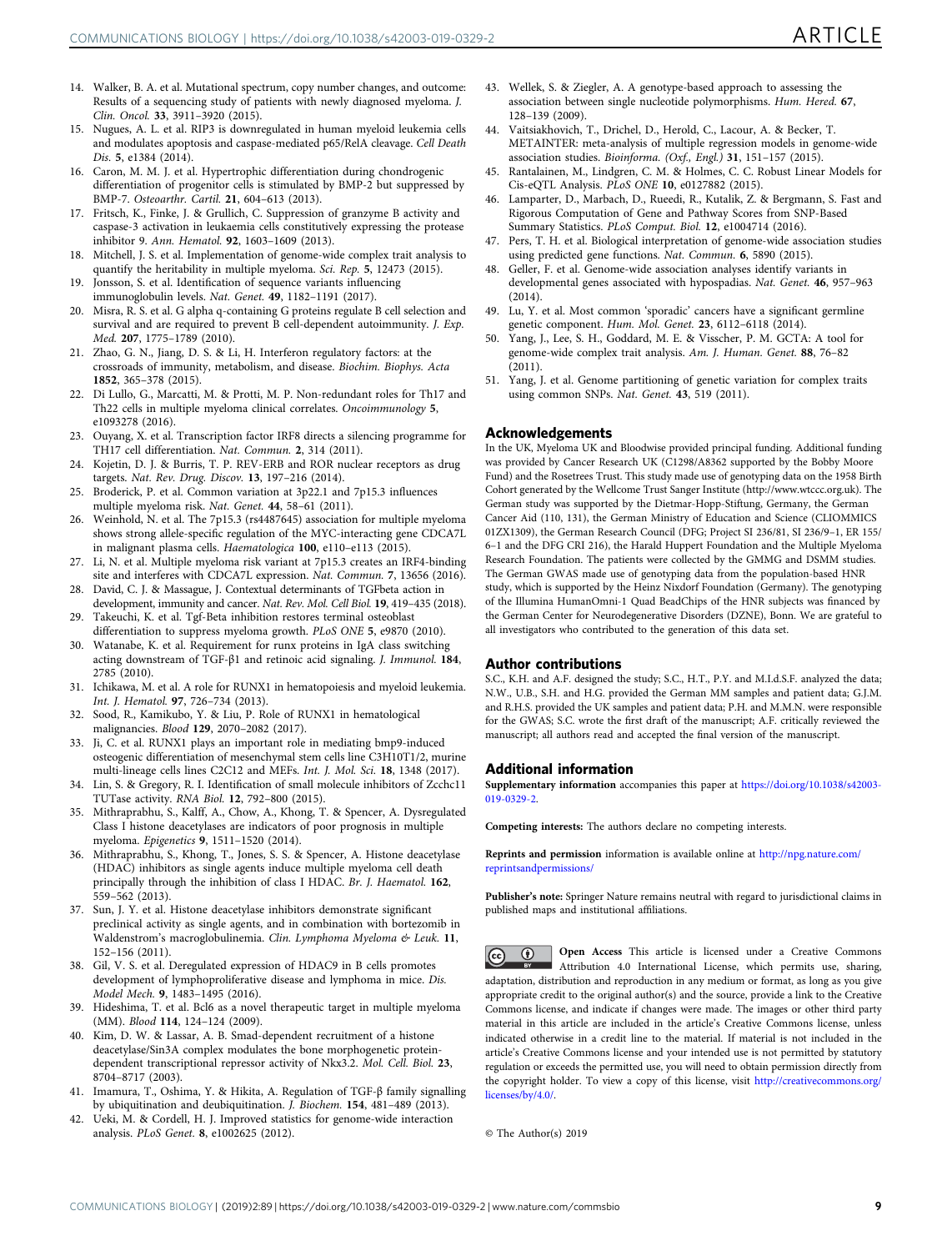14. Walker, B. A. et al. Mutational spectrum, copy number changes, and outcome: Results of a sequencing study of patients with newly diagnosed myeloma. *J. Clin. Oncol.* **33**, 3911–3920 (2015).
15. Nugues, A. L. et al. RIP3 is downregulated in human myeloid leukemia cells and modulates apoptosis and caspase-mediated p65/RelA cleavage. *Cell Death Dis.* **5**, e1384 (2014).
16. Caron, M. M. J. et al. Hypertrophic differentiation during chondrogenic differentiation of progenitor cells is stimulated by BMP-2 but suppressed by BMP-7. *Osteoarthr. Cartil.* **21**, 604–613 (2013).
17. Fritsch, K., Finke, J. & Grullich, C. Suppression of granzyme B activity and caspase-3 activation in leukaemia cells constitutively expressing the protease inhibitor 9. *Ann. Hematol.* **92**, 1603–1609 (2013).
18. Mitchell, J. S. et al. Implementation of genome-wide complex trait analysis to quantify the heritability in multiple myeloma. *Sci. Rep.* **5**, 12473 (2015).
19. Jonsson, S. et al. Identification of sequence variants influencing immunoglobulin levels. *Nat. Genet.* **49**, 1182–1191 (2017).
20. Misra, R. S. et al. G alpha q-containing G proteins regulate B cell selection and survival and are required to prevent B cell-dependent autoimmunity. *J. Exp. Med.* **207**, 1775–1789 (2010).
21. Zhao, G. N., Jiang, D. S. & Li, H. Interferon regulatory factors: at the crossroads of immunity, metabolism, and disease. *Biochim. Biophys. Acta* **1852**, 365–378 (2015).
22. Di Lullo, G., Marcatti, M. & Protti, M. P. Non-redundant roles for Th17 and Th22 cells in multiple myeloma clinical correlates. *Oncoimmunology* **5**, e1093278 (2016).
23. Ouyang, X. et al. Transcription factor IRF8 directs a silencing programme for TH17 cell differentiation. *Nat. Commun.* **2**, 314 (2011).
24. Kojetin, D. J. & Burris, T. P. REV-ERB and ROR nuclear receptors as drug targets. *Nat. Rev. Drug. Discov.* **13**, 197–216 (2014).
25. Broderick, P. et al. Common variation at 3p22.1 and 7p15.3 influences multiple myeloma risk. *Nat. Genet.* **44**, 58–61 (2011).
26. Weinhold, N. et al. The 7p15.3 (rs4487645) association for multiple myeloma shows strong allele-specific regulation of the MYC-interacting gene CDCA7L in malignant plasma cells. *Haematologica* **100**, e110–e113 (2015).
27. Li, N. et al. Multiple myeloma risk variant at 7p15.3 creates an IRF4-binding site and interferes with CDCA7L expression. *Nat. Commun.* **7**, 13656 (2016).
28. David, C. J. & Massague, J. Contextual determinants of TGFbeta action in development, immunity and cancer. *Nat. Rev. Mol. Cell Biol.* **19**, 419–435 (2018).
29. Takeuchi, K. et al. Tgf-Beta inhibition restores terminal osteoblast differentiation to suppress myeloma growth. *PLoS ONE* **5**, e9870 (2010).
30. Watanabe, K. et al. Requirement for runx proteins in IgA class switching acting downstream of TGF-β1 and retinoic acid signaling. *J. Immunol.* **184**, 2785 (2010).
31. Ichikawa, M. et al. A role for RUNX1 in hematopoiesis and myeloid leukemia. *Int. J. Hematol.* **97**, 726–734 (2013).
32. Sood, R., Kamikubo, Y. & Liu, P. Role of RUNX1 in hematological malignancies. *Blood* **129**, 2070–2082 (2017).
33. Ji, C. et al. RUNX1 plays an important role in mediating bmp9-induced osteogenic differentiation of mesenchymal stem cells line C3H10T1/2, murine multi-lineage cells lines C2C12 and MEFs. *Int. J. Mol. Sci.* **18**, 1348 (2017).
34. Lin, S. & Gregory, R. I. Identification of small molecule inhibitors of Zcchc11 TUTase activity. *RNA Biol.* **12**, 792–800 (2015).
35. Mithraprabhu, S., Kalff, A., Chow, A., Khong, T. & Spencer, A. Dysregulated Class I histone deacetylases are indicators of poor prognosis in multiple myeloma. *Epigenetics* **9**, 1511–1520 (2014).
36. Mithraprabhu, S., Khong, T., Jones, S. S. & Spencer, A. Histone deacetylase (HDAC) inhibitors as single agents induce multiple myeloma cell death principally through the inhibition of class I HDAC. *Br. J. Haematol.* **162**, 559–562 (2013).
37. Sun, J. Y. et al. Histone deacetylase inhibitors demonstrate significant preclinical activity as single agents, and in combination with bortezomib in Waldenstrom's macroglobulinemia. *Clin. Lymphoma Myeloma & Leuk.* **11**, 152–156 (2011).
38. Gil, V. S. et al. Deregulated expression of HDAC9 in B cells promotes development of lymphoproliferative disease and lymphoma in mice. *Dis. Model Mech.* **9**, 1483–1495 (2016).
39. Hideshima, T. et al. Bcl6 as a novel therapeutic target in multiple myeloma (MM). *Blood* **114**, 124–124 (2009).
40. Kim, D. W. & Lassar, A. B. Smad-dependent recruitment of a histone deacetylase/Sin3A complex modulates the bone morphogenetic protein-dependent transcriptional repressor activity of Nkx3.2. *Mol. Cell. Biol.* **23**, 8704–8717 (2003).
41. Imamura, T., Oshima, Y. & Hikita, A. Regulation of TGF-β family signalling by ubiquitination and deubiquitination. *J. Biochem.* **154**, 481–489 (2013).
42. Ueki, M. & Cordell, H. J. Improved statistics for genome-wide interaction analysis. *PLoS Genet.* **8**, e1002625 (2012).
43. Wellek, S. & Ziegler, A. A genotype-based approach to assessing the association between single nucleotide polymorphisms. *Hum. Hered.* **67**, 128–139 (2009).
44. Vaitsiakhovich, T., Drichel, D., Herold, C., Lacour, A. & Becker, T. METAINTER: meta-analysis of multiple regression models in genome-wide association studies. *Bioinforma. (Oxf., Engl.)* **31**, 151–157 (2015).
45. Rantalainen, M., Lindgren, C. M. & Holmes, C. C. Robust Linear Models for Cis-eQTL Analysis. *PLoS ONE* **10**, e0127882 (2015).
46. Lamparter, D., Marbach, D., Rueedi, R., Kutalik, Z. & Bergmann, S. Fast and Rigorous Computation of Gene and Pathway Scores from SNP-Based Summary Statistics. *PLoS Comput. Biol.* **12**, e1004714 (2016).
47. Pers, T. H. et al. Biological interpretation of genome-wide association studies using predicted gene functions. *Nat. Commun.* **6**, 5890 (2015).
48. Geller, F. et al. Genome-wide association analyses identify variants in developmental genes associated with hypospadias. *Nat. Genet.* **46**, 957–963 (2014).
49. Lu, Y. et al. Most common 'sporadic' cancers have a significant germline genetic component. *Hum. Mol. Genet.* **23**, 6112–6118 (2014).
50. Yang, J., Lee, S. H., Goddard, M. E. & Visscher, P. M. GCTA: A tool for genome-wide complex trait analysis. *Am. J. Human. Genet.* **88**, 76–82 (2011).
51. Yang, J. et al. Genome partitioning of genetic variation for complex traits using common SNPs. *Nat. Genet.* **43**, 519 (2011).

## Acknowledgements

In the UK, Myeloma UK and Bloodwise provided principal funding. Additional funding was provided by Cancer Research UK (C1298/A8362 supported by the Bobby Moore Fund) and the Rosetrees Trust. This study made use of genotyping data on the 1958 Birth Cohort generated by the Wellcome Trust Sanger Institute (http://www.wtccc.org.uk). The German study was supported by the Dietmar-Hopp-Stiftung, Germany, the German Cancer Aid (110, 131), the German Ministry of Education and Science (CLIOMMICS 01ZX1309), the German Research Council (DFG; Project SI 236/81, SI 236/9–1, ER 155/6–1 and the DFG CRI 216), the Harald Huppert Foundation and the Multiple Myeloma Research Foundation. The patients were collected by the GMMG and DSMM studies. The German GWAS made use of genotyping data from the population-based HNR study, which is supported by the Heinz Nixdorf Foundation (Germany). The genotyping of the Illumina HumanOmni-1 Quad BeadChips of the HNR subjects was financed by the German Center for Neurodegenerative Disorders (DZNE), Bonn. We are grateful to all investigators who contributed to the generation of this data set.

## Author contributions

S.C., K.H. and A.F. designed the study; S.C., H.T., P.Y. and M.I.d.S.F. analyzed the data; N.W., U.B., S.H. and H.G. provided the German MM samples and patient data; G.J.M. and R.H.S. provided the UK samples and patient data; P.H. and M.M.N. were responsible for the GWAS; S.C. wrote the first draft of the manuscript; A.F. critically reviewed the manuscript; all authors read and accepted the final version of the manuscript.

## Additional information

**Supplementary information** accompanies this paper at https://doi.org/10.1038/s42003-019-0329-2.

**Competing interests:** The authors declare no competing interests.

**Reprints and permission** information is available online at http://npg.nature.com/reprintsandpermissions/

**Publisher's note:** Springer Nature remains neutral with regard to jurisdictional claims in published maps and institutional affiliations.

**Open Access** This article is licensed under a Creative Commons Attribution 4.0 International License, which permits use, sharing, adaptation, distribution and reproduction in any medium or format, as long as you give appropriate credit to the original author(s) and the source, provide a link to the Creative Commons license, and indicate if changes were made. The images or other third party material in this article are included in the article's Creative Commons license, unless indicated otherwise in a credit line to the material. If material is not included in the article's Creative Commons license and your intended use is not permitted by statutory regulation or exceeds the permitted use, you will need to obtain permission directly from the copyright holder. To view a copy of this license, visit http://creativecommons.org/licenses/by/4.0/.

© The Author(s) 2019